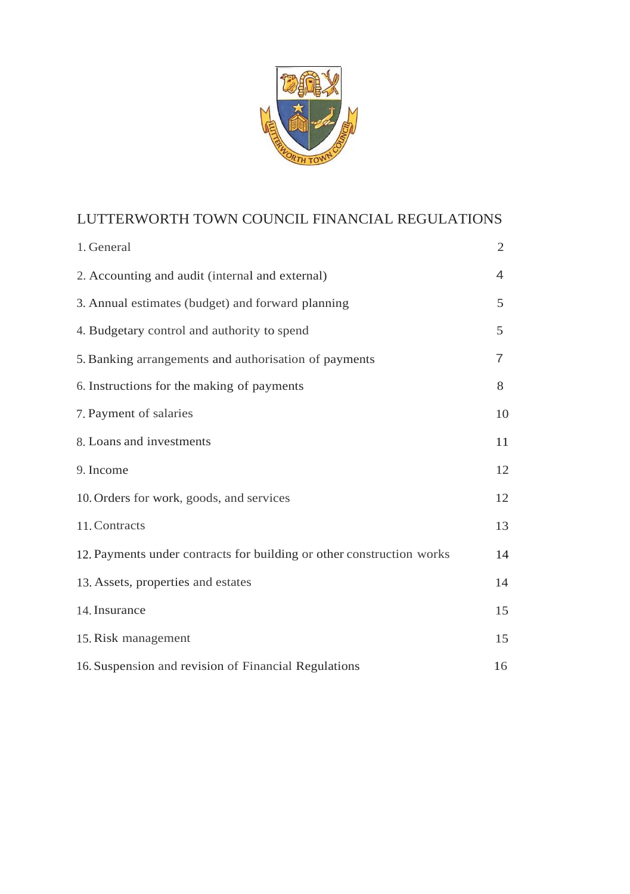# LUTTERWORTH TOWN COUNCIL FINANCIAL REGULATIONS

| | |
|---|---|
| 1. General | 2 |
| 2. Accounting and audit (internal and external) | 4 |
| 3. Annual estimates (budget) and forward planning | 5 |
| 4. Budgetary control and authority to spend | 5 |
| 5. Banking arrangements and authorisation of payments | 7 |
| 6. Instructions for the making of payments | 8 |
| 7. Payment of salaries | 10 |
| 8. Loans and investments | 11 |
| 9. Income | 12 |
| 10. Orders for work, goods, and services | 12 |
| 11. Contracts | 13 |
| 12. Payments under contracts for building or other construction works | 14 |
| 13. Assets, properties and estates | 14 |
| 14. Insurance | 15 |
| 15. Risk management | 15 |
| 16. Suspension and revision of Financial Regulations | 16 |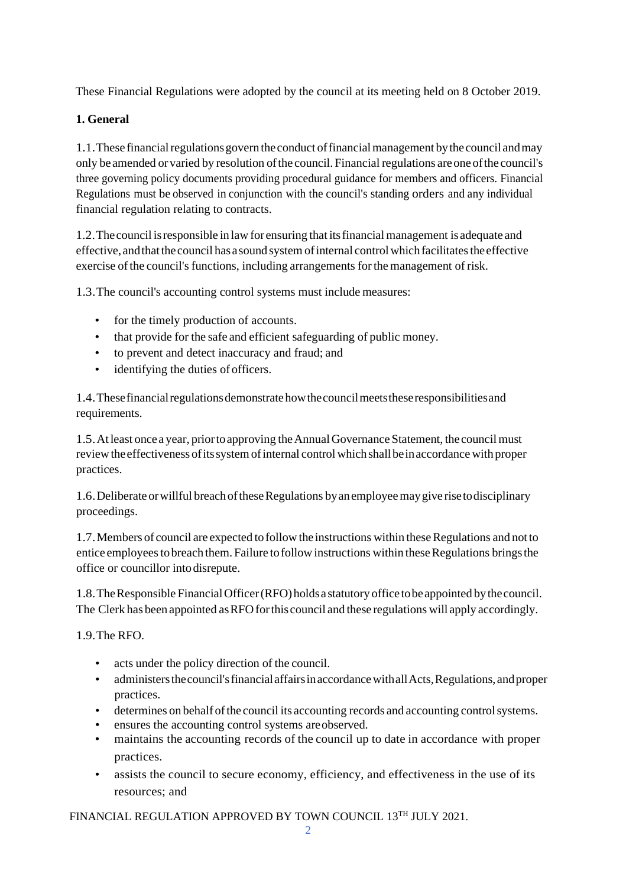These Financial Regulations were adopted by the council at its meeting held on 8 October 2019.

**1. General**

1.1. These financial regulations govern the conduct of financial management by the council and may only be amended or varied by resolution of the council. Financial regulations are one of the council's three governing policy documents providing procedural guidance for members and officers. Financial Regulations must be observed in conjunction with the council's standing orders and any individual financial regulation relating to contracts.

1.2. The council is responsible in law for ensuring that its financial management is adequate and effective, and that the council has a sound system of internal control which facilitates the effective exercise of the council's functions, including arrangements for the management of risk.

1.3. The council's accounting control systems must include measures:

- for the timely production of accounts.
- that provide for the safe and efficient safeguarding of public money.
- to prevent and detect inaccuracy and fraud; and
- identifying the duties of officers.

1.4. These financial regulations demonstrate how the council meets these responsibilities and requirements.

1.5. At least once a year, prior to approving the Annual Governance Statement, the council must review the effectiveness of its system of internal control which shall be in accordance with proper practices.

1.6. Deliberate or willful breach of these Regulations by an employee may give rise to disciplinary proceedings.

1.7. Members of council are expected to follow the instructions within these Regulations and not to entice employees to breach them. Failure to follow instructions within these Regulations brings the office or councillor into disrepute.

1.8. The Responsible Financial Officer (RFO) holds a statutory office to be appointed by the council. The Clerk has been appointed as RFO for this council and these regulations will apply accordingly.

1.9. The RFO.

- acts under the policy direction of the council.
- administers the council's financial affairs in accordance with all Acts, Regulations, and proper practices.
- determines on behalf of the council its accounting records and accounting control systems.
- ensures the accounting control systems are observed.
- maintains the accounting records of the council up to date in accordance with proper practices.
- assists the council to secure economy, efficiency, and effectiveness in the use of its resources; and

FINANCIAL REGULATION APPROVED BY TOWN COUNCIL 13TH JULY 2021.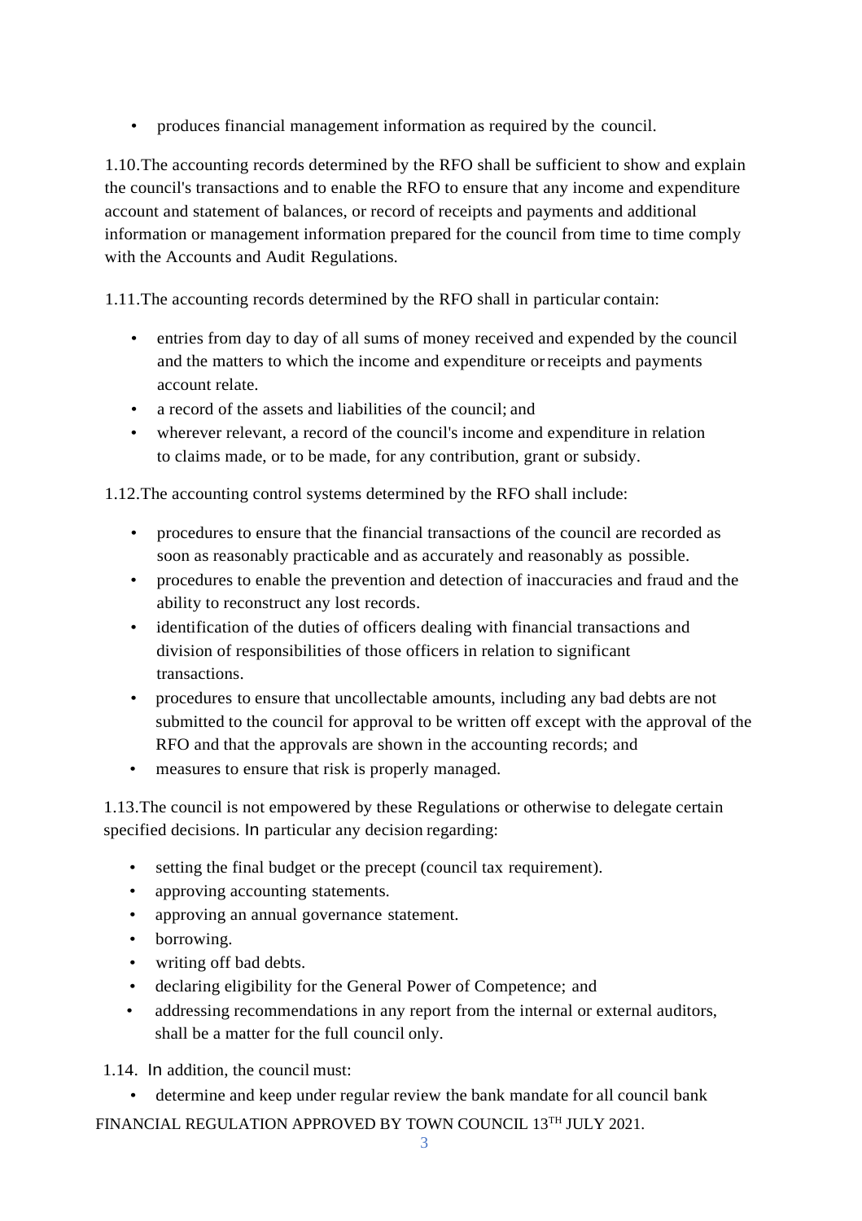- produces financial management information as required by the council.

1.10. The accounting records determined by the RFO shall be sufficient to show and explain the council's transactions and to enable the RFO to ensure that any income and expenditure account and statement of balances, or record of receipts and payments and additional information or management information prepared for the council from time to time comply with the Accounts and Audit Regulations.

1.11. The accounting records determined by the RFO shall in particular contain:

- entries from day to day of all sums of money received and expended by the council and the matters to which the income and expenditure or receipts and payments account relate.
- a record of the assets and liabilities of the council; and
- wherever relevant, a record of the council's income and expenditure in relation to claims made, or to be made, for any contribution, grant or subsidy.

1.12. The accounting control systems determined by the RFO shall include:

- procedures to ensure that the financial transactions of the council are recorded as soon as reasonably practicable and as accurately and reasonably as possible.
- procedures to enable the prevention and detection of inaccuracies and fraud and the ability to reconstruct any lost records.
- identification of the duties of officers dealing with financial transactions and division of responsibilities of those officers in relation to significant transactions.
- procedures to ensure that uncollectable amounts, including any bad debts are not submitted to the council for approval to be written off except with the approval of the RFO and that the approvals are shown in the accounting records; and
- measures to ensure that risk is properly managed.

1.13. The council is not empowered by these Regulations or otherwise to delegate certain specified decisions. In particular any decision regarding:

- setting the final budget or the precept (council tax requirement).
- approving accounting statements.
- approving an annual governance statement.
- borrowing.
- writing off bad debts.
- declaring eligibility for the General Power of Competence; and
- addressing recommendations in any report from the internal or external auditors, shall be a matter for the full council only.

1.14. In addition, the council must:

- determine and keep under regular review the bank mandate for all council bank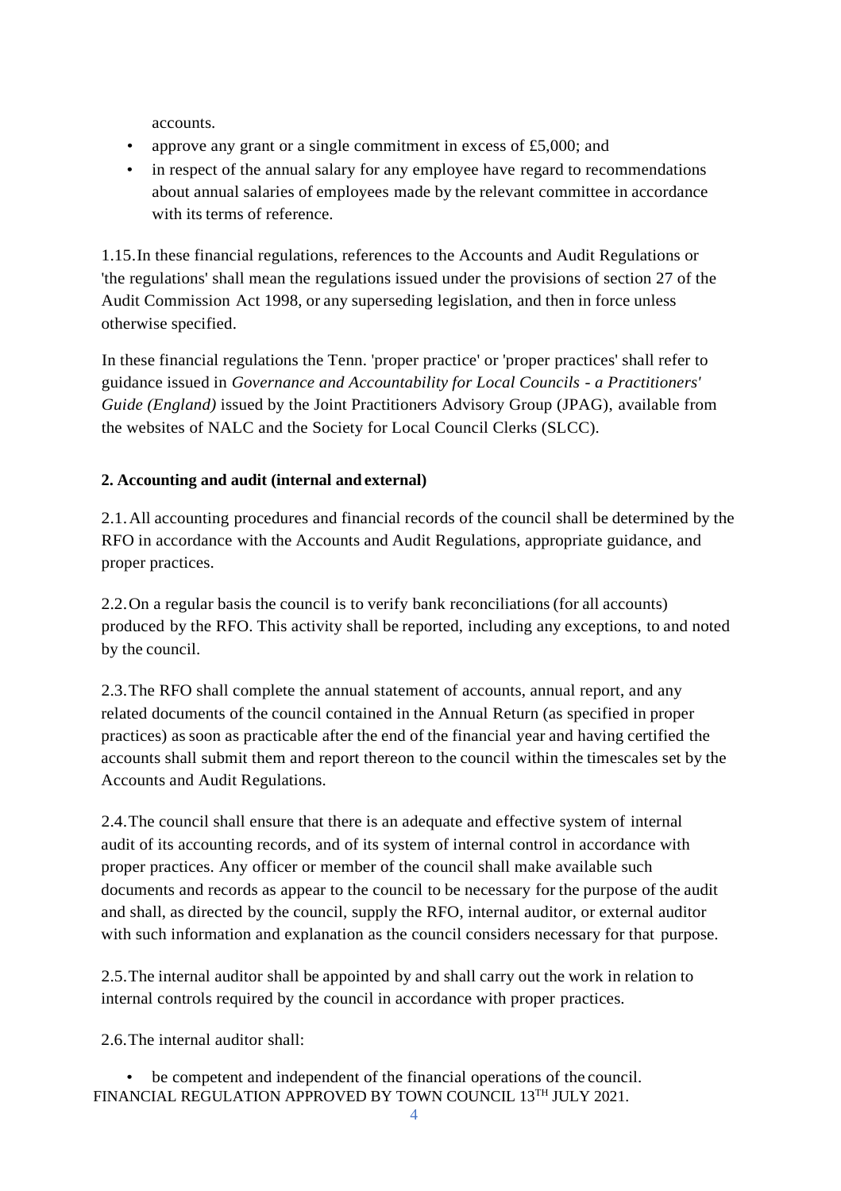accounts.

- approve any grant or a single commitment in excess of £5,000; and
- in respect of the annual salary for any employee have regard to recommendations about annual salaries of employees made by the relevant committee in accordance with its terms of reference.

1.15. In these financial regulations, references to the Accounts and Audit Regulations or 'the regulations' shall mean the regulations issued under the provisions of section 27 of the Audit Commission Act 1998, or any superseding legislation, and then in force unless otherwise specified.

In these financial regulations the Tenn. 'proper practice' or 'proper practices' shall refer to guidance issued in *Governance and Accountability for Local Councils - a Practitioners' Guide (England)* issued by the Joint Practitioners Advisory Group (JPAG), available from the websites of NALC and the Society for Local Council Clerks (SLCC).

**2. Accounting and audit (internal and external)**

2.1. All accounting procedures and financial records of the council shall be determined by the RFO in accordance with the Accounts and Audit Regulations, appropriate guidance, and proper practices.

2.2. On a regular basis the council is to verify bank reconciliations (for all accounts) produced by the RFO. This activity shall be reported, including any exceptions, to and noted by the council.

2.3. The RFO shall complete the annual statement of accounts, annual report, and any related documents of the council contained in the Annual Return (as specified in proper practices) as soon as practicable after the end of the financial year and having certified the accounts shall submit them and report thereon to the council within the timescales set by the Accounts and Audit Regulations.

2.4. The council shall ensure that there is an adequate and effective system of internal audit of its accounting records, and of its system of internal control in accordance with proper practices. Any officer or member of the council shall make available such documents and records as appear to the council to be necessary for the purpose of the audit and shall, as directed by the council, supply the RFO, internal auditor, or external auditor with such information and explanation as the council considers necessary for that purpose.

2.5. The internal auditor shall be appointed by and shall carry out the work in relation to internal controls required by the council in accordance with proper practices.

2.6. The internal auditor shall:

- be competent and independent of the financial operations of the council.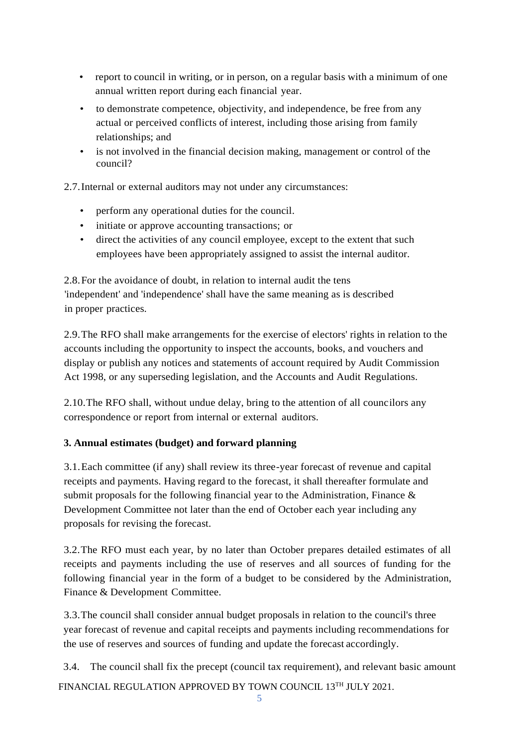- report to council in writing, or in person, on a regular basis with a minimum of one annual written report during each financial year.
- to demonstrate competence, objectivity, and independence, be free from any actual or perceived conflicts of interest, including those arising from family relationships; and
- is not involved in the financial decision making, management or control of the council?

2.7. Internal or external auditors may not under any circumstances:

- perform any operational duties for the council.
- initiate or approve accounting transactions; or
- direct the activities of any council employee, except to the extent that such employees have been appropriately assigned to assist the internal auditor.

2.8. For the avoidance of doubt, in relation to internal audit the tens 'independent' and 'independence' shall have the same meaning as is described in proper practices.

2.9. The RFO shall make arrangements for the exercise of electors' rights in relation to the accounts including the opportunity to inspect the accounts, books, and vouchers and display or publish any notices and statements of account required by Audit Commission Act 1998, or any superseding legislation, and the Accounts and Audit Regulations.

2.10. The RFO shall, without undue delay, bring to the attention of all councilors any correspondence or report from internal or external auditors.

**3. Annual estimates (budget) and forward planning**

3.1. Each committee (if any) shall review its three-year forecast of revenue and capital receipts and payments. Having regard to the forecast, it shall thereafter formulate and submit proposals for the following financial year to the Administration, Finance & Development Committee not later than the end of October each year including any proposals for revising the forecast.

3.2. The RFO must each year, by no later than October prepares detailed estimates of all receipts and payments including the use of reserves and all sources of funding for the following financial year in the form of a budget to be considered by the Administration, Finance & Development Committee.

3.3. The council shall consider annual budget proposals in relation to the council's three year forecast of revenue and capital receipts and payments including recommendations for the use of reserves and sources of funding and update the forecast accordingly.

3.4. The council shall fix the precept (council tax requirement), and relevant basic amount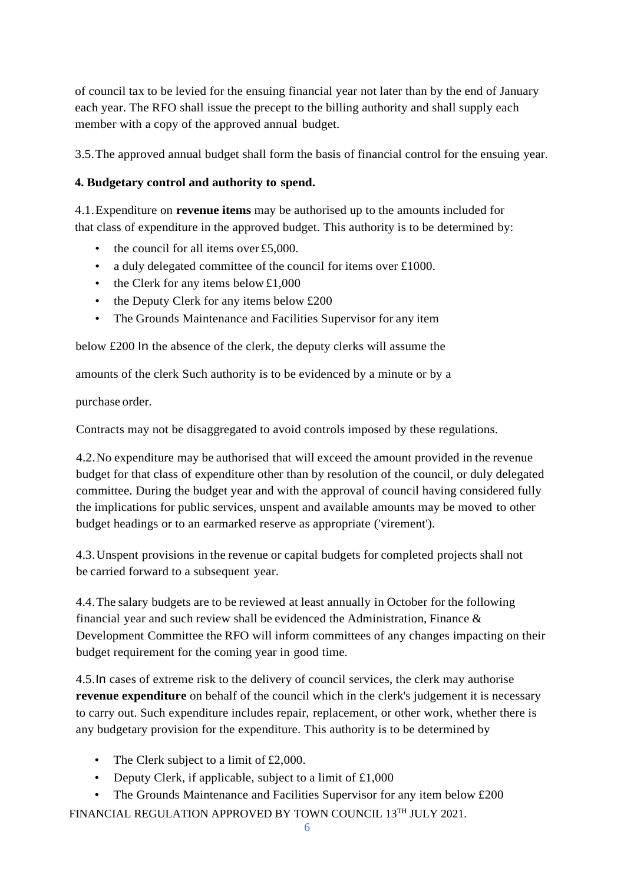of council tax to be levied for the ensuing financial year not later than by the end of January each year. The RFO shall issue the precept to the billing authority and shall supply each member with a copy of the approved annual budget.

3.5. The approved annual budget shall form the basis of financial control for the ensuing year.

**4. Budgetary control and authority to spend.**

4.1. Expenditure on **revenue items** may be authorised up to the amounts included for that class of expenditure in the approved budget. This authority is to be determined by:

- the council for all items over £5,000.
- a duly delegated committee of the council for items over £1000.
- the Clerk for any items below £1,000
- the Deputy Clerk for any items below £200
- The Grounds Maintenance and Facilities Supervisor for any item

below £200 In the absence of the clerk, the deputy clerks will assume the

amounts of the clerk Such authority is to be evidenced by a minute or by a

purchase order.

Contracts may not be disaggregated to avoid controls imposed by these regulations.

4.2. No expenditure may be authorised that will exceed the amount provided in the revenue budget for that class of expenditure other than by resolution of the council, or duly delegated committee. During the budget year and with the approval of council having considered fully the implications for public services, unspent and available amounts may be moved to other budget headings or to an earmarked reserve as appropriate ('virement').

4.3. Unspent provisions in the revenue or capital budgets for completed projects shall not be carried forward to a subsequent year.

4.4. The salary budgets are to be reviewed at least annually in October for the following financial year and such review shall be evidenced the Administration, Finance & Development Committee the RFO will inform committees of any changes impacting on their budget requirement for the coming year in good time.

4.5. In cases of extreme risk to the delivery of council services, the clerk may authorise **revenue expenditure** on behalf of the council which in the clerk's judgement it is necessary to carry out. Such expenditure includes repair, replacement, or other work, whether there is any budgetary provision for the expenditure. This authority is to be determined by

- The Clerk subject to a limit of £2,000.
- Deputy Clerk, if applicable, subject to a limit of £1,000
- The Grounds Maintenance and Facilities Supervisor for any item below £200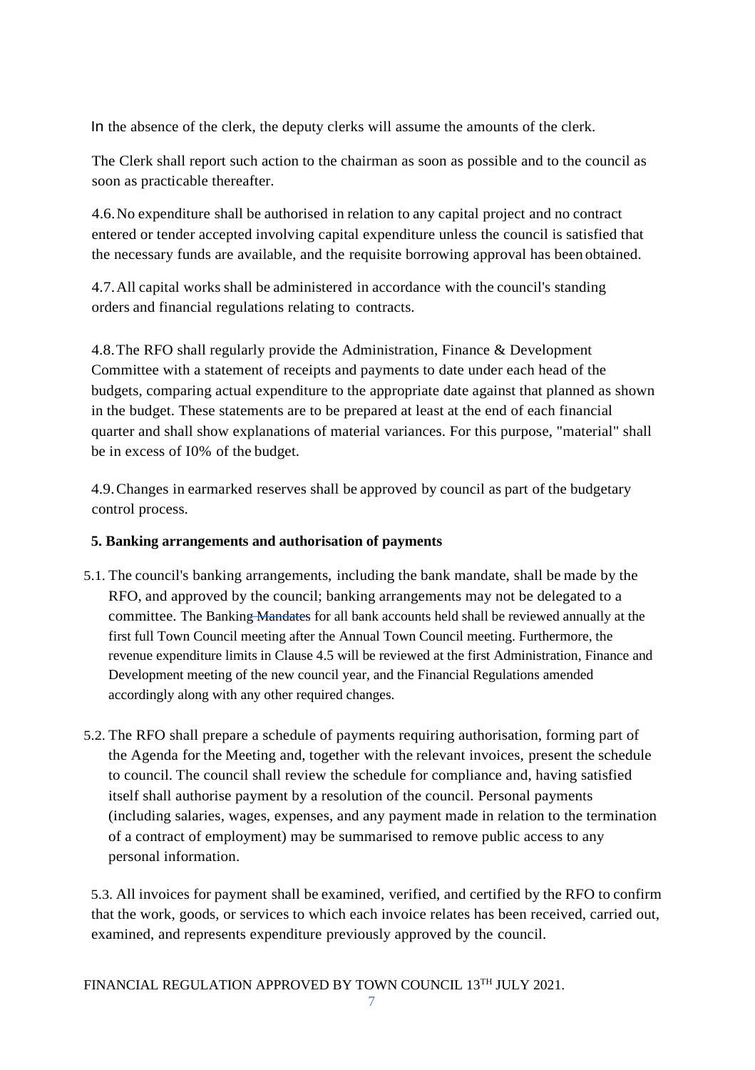In the absence of the clerk, the deputy clerks will assume the amounts of the clerk.

The Clerk shall report such action to the chairman as soon as possible and to the council as soon as practicable thereafter.

4.6. No expenditure shall be authorised in relation to any capital project and no contract entered or tender accepted involving capital expenditure unless the council is satisfied that the necessary funds are available, and the requisite borrowing approval has been obtained.

4.7. All capital works shall be administered in accordance with the council's standing orders and financial regulations relating to contracts.

4.8. The RFO shall regularly provide the Administration, Finance & Development Committee with a statement of receipts and payments to date under each head of the budgets, comparing actual expenditure to the appropriate date against that planned as shown in the budget. These statements are to be prepared at least at the end of each financial quarter and shall show explanations of material variances. For this purpose, "material" shall be in excess of I0% of the budget.

4.9. Changes in earmarked reserves shall be approved by council as part of the budgetary control process.

**5. Banking arrangements and authorisation of payments**

5.1. The council's banking arrangements, including the bank mandate, shall be made by the RFO, and approved by the council; banking arrangements may not be delegated to a committee. The Banking ~~Mandates~~ for all bank accounts held shall be reviewed annually at the first full Town Council meeting after the Annual Town Council meeting. Furthermore, the revenue expenditure limits in Clause 4.5 will be reviewed at the first Administration, Finance and Development meeting of the new council year, and the Financial Regulations amended accordingly along with any other required changes.

5.2. The RFO shall prepare a schedule of payments requiring authorisation, forming part of the Agenda for the Meeting and, together with the relevant invoices, present the schedule to council. The council shall review the schedule for compliance and, having satisfied itself shall authorise payment by a resolution of the council. Personal payments (including salaries, wages, expenses, and any payment made in relation to the termination of a contract of employment) may be summarised to remove public access to any personal information.

5.3. All invoices for payment shall be examined, verified, and certified by the RFO to confirm that the work, goods, or services to which each invoice relates has been received, carried out, examined, and represents expenditure previously approved by the council.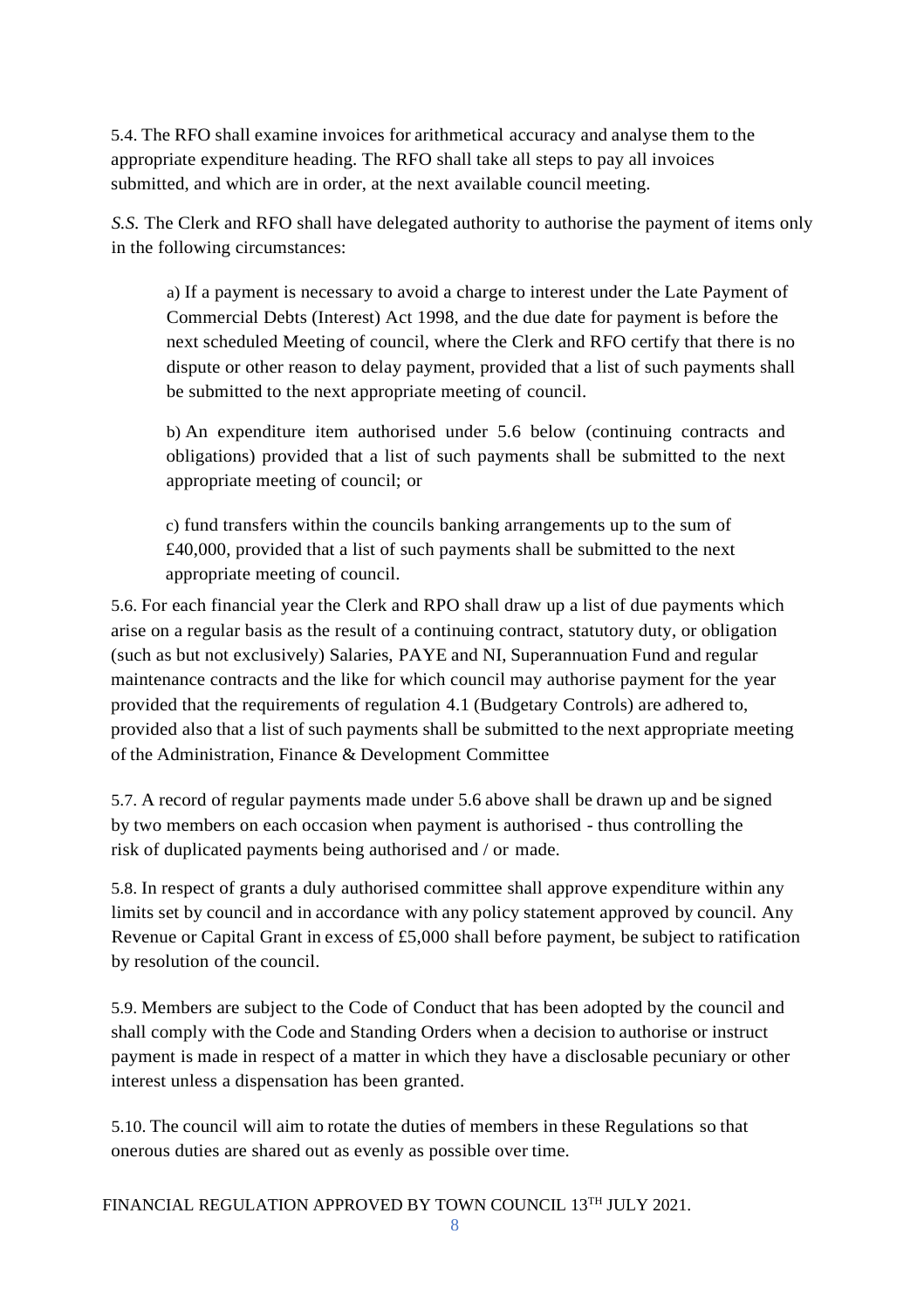5.4. The RFO shall examine invoices for arithmetical accuracy and analyse them to the appropriate expenditure heading. The RFO shall take all steps to pay all invoices submitted, and which are in order, at the next available council meeting.

*S.S.* The Clerk and RFO shall have delegated authority to authorise the payment of items only in the following circumstances:

> a) If a payment is necessary to avoid a charge to interest under the Late Payment of Commercial Debts (Interest) Act 1998, and the due date for payment is before the next scheduled Meeting of council, where the Clerk and RFO certify that there is no dispute or other reason to delay payment, provided that a list of such payments shall be submitted to the next appropriate meeting of council.
>
> b) An expenditure item authorised under 5.6 below (continuing contracts and obligations) provided that a list of such payments shall be submitted to the next appropriate meeting of council; or
>
> c) fund transfers within the councils banking arrangements up to the sum of £40,000, provided that a list of such payments shall be submitted to the next appropriate meeting of council.

5.6. For each financial year the Clerk and RPO shall draw up a list of due payments which arise on a regular basis as the result of a continuing contract, statutory duty, or obligation (such as but not exclusively) Salaries, PAYE and NI, Superannuation Fund and regular maintenance contracts and the like for which council may authorise payment for the year provided that the requirements of regulation 4.1 (Budgetary Controls) are adhered to, provided also that a list of such payments shall be submitted to the next appropriate meeting of the Administration, Finance & Development Committee

5.7. A record of regular payments made under 5.6 above shall be drawn up and be signed by two members on each occasion when payment is authorised - thus controlling the risk of duplicated payments being authorised and / or made.

5.8. In respect of grants a duly authorised committee shall approve expenditure within any limits set by council and in accordance with any policy statement approved by council. Any Revenue or Capital Grant in excess of £5,000 shall before payment, be subject to ratification by resolution of the council.

5.9. Members are subject to the Code of Conduct that has been adopted by the council and shall comply with the Code and Standing Orders when a decision to authorise or instruct payment is made in respect of a matter in which they have a disclosable pecuniary or other interest unless a dispensation has been granted.

5.10. The council will aim to rotate the duties of members in these Regulations so that onerous duties are shared out as evenly as possible over time.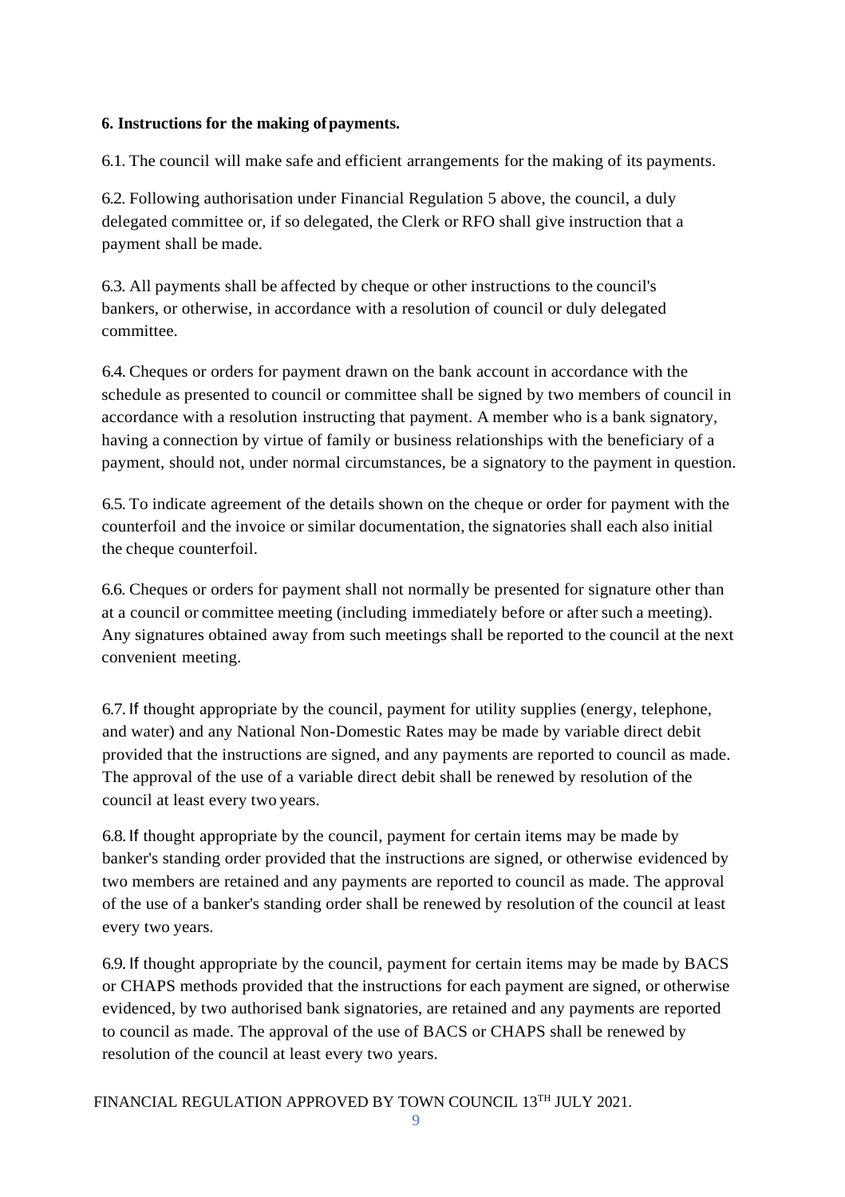**6. Instructions for the making of payments.**

6.1. The council will make safe and efficient arrangements for the making of its payments.

6.2. Following authorisation under Financial Regulation 5 above, the council, a duly delegated committee or, if so delegated, the Clerk or RFO shall give instruction that a payment shall be made.

6.3. All payments shall be affected by cheque or other instructions to the council's bankers, or otherwise, in accordance with a resolution of council or duly delegated committee.

6.4. Cheques or orders for payment drawn on the bank account in accordance with the schedule as presented to council or committee shall be signed by two members of council in accordance with a resolution instructing that payment. A member who is a bank signatory, having a connection by virtue of family or business relationships with the beneficiary of a payment, should not, under normal circumstances, be a signatory to the payment in question.

6.5. To indicate agreement of the details shown on the cheque or order for payment with the counterfoil and the invoice or similar documentation, the signatories shall each also initial the cheque counterfoil.

6.6. Cheques or orders for payment shall not normally be presented for signature other than at a council or committee meeting (including immediately before or after such a meeting). Any signatures obtained away from such meetings shall be reported to the council at the next convenient meeting.

6.7. If thought appropriate by the council, payment for utility supplies (energy, telephone, and water) and any National Non-Domestic Rates may be made by variable direct debit provided that the instructions are signed, and any payments are reported to council as made. The approval of the use of a variable direct debit shall be renewed by resolution of the council at least every two years.

6.8. If thought appropriate by the council, payment for certain items may be made by banker's standing order provided that the instructions are signed, or otherwise evidenced by two members are retained and any payments are reported to council as made. The approval of the use of a banker's standing order shall be renewed by resolution of the council at least every two years.

6.9. If thought appropriate by the council, payment for certain items may be made by BACS or CHAPS methods provided that the instructions for each payment are signed, or otherwise evidenced, by two authorised bank signatories, are retained and any payments are reported to council as made. The approval of the use of BACS or CHAPS shall be renewed by resolution of the council at least every two years.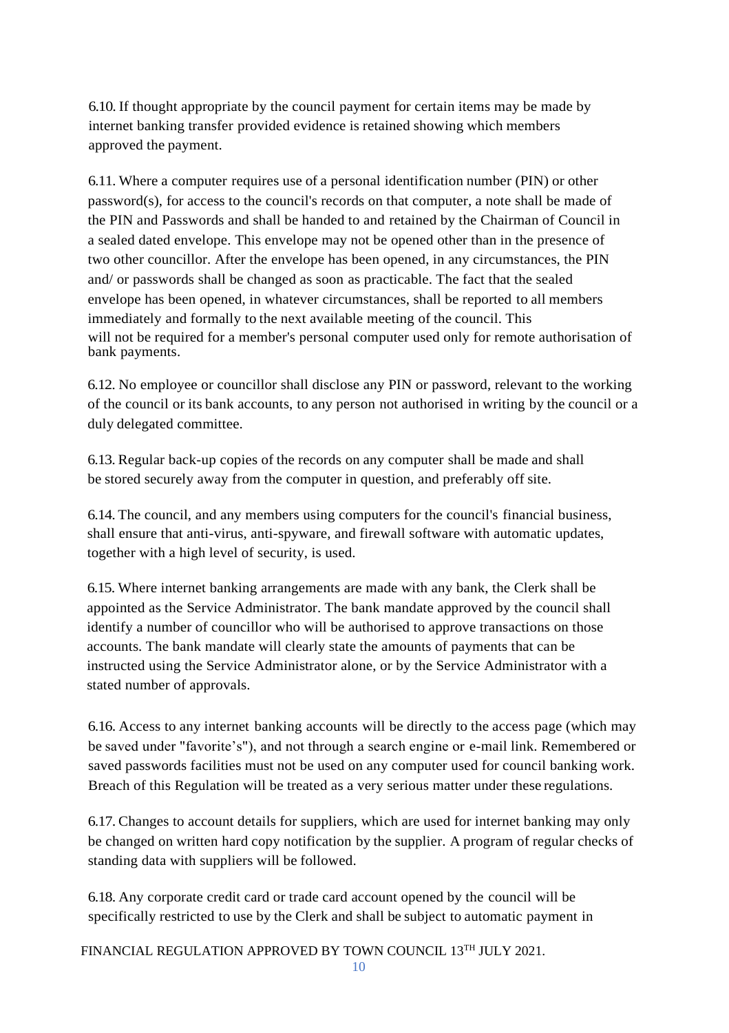6.10. If thought appropriate by the council payment for certain items may be made by internet banking transfer provided evidence is retained showing which members approved the payment.

6.11. Where a computer requires use of a personal identification number (PIN) or other password(s), for access to the council's records on that computer, a note shall be made of the PIN and Passwords and shall be handed to and retained by the Chairman of Council in a sealed dated envelope. This envelope may not be opened other than in the presence of two other councillor. After the envelope has been opened, in any circumstances, the PIN and/ or passwords shall be changed as soon as practicable. The fact that the sealed envelope has been opened, in whatever circumstances, shall be reported to all members immediately and formally to the next available meeting of the council. This will not be required for a member's personal computer used only for remote authorisation of bank payments.

6.12. No employee or councillor shall disclose any PIN or password, relevant to the working of the council or its bank accounts, to any person not authorised in writing by the council or a duly delegated committee.

6.13. Regular back-up copies of the records on any computer shall be made and shall be stored securely away from the computer in question, and preferably off site.

6.14. The council, and any members using computers for the council's financial business, shall ensure that anti-virus, anti-spyware, and firewall software with automatic updates, together with a high level of security, is used.

6.15. Where internet banking arrangements are made with any bank, the Clerk shall be appointed as the Service Administrator. The bank mandate approved by the council shall identify a number of councillor who will be authorised to approve transactions on those accounts. The bank mandate will clearly state the amounts of payments that can be instructed using the Service Administrator alone, or by the Service Administrator with a stated number of approvals.

6.16. Access to any internet banking accounts will be directly to the access page (which may be saved under "favorite's"), and not through a search engine or e-mail link. Remembered or saved passwords facilities must not be used on any computer used for council banking work. Breach of this Regulation will be treated as a very serious matter under these regulations.

6.17. Changes to account details for suppliers, which are used for internet banking may only be changed on written hard copy notification by the supplier. A program of regular checks of standing data with suppliers will be followed.

6.18. Any corporate credit card or trade card account opened by the council will be specifically restricted to use by the Clerk and shall be subject to automatic payment in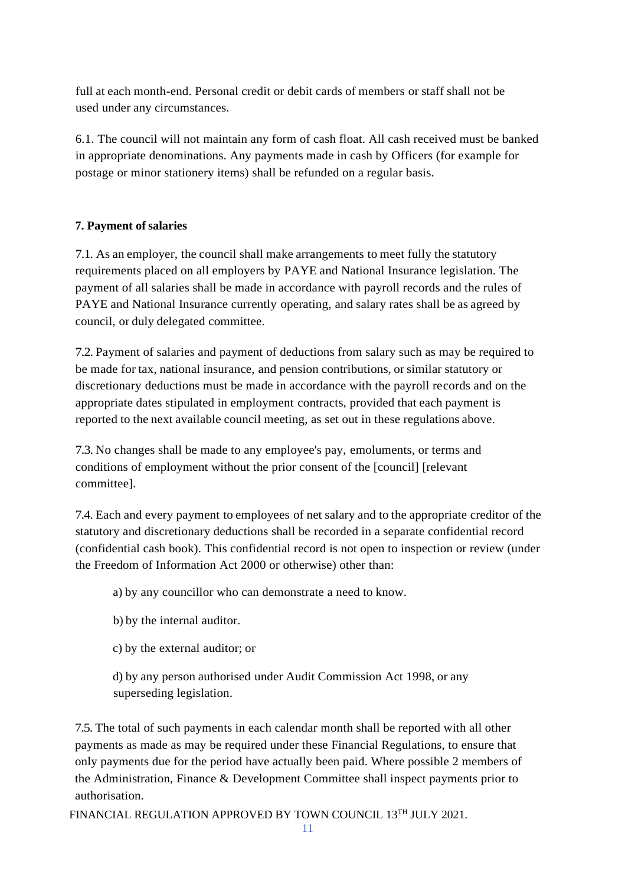full at each month-end. Personal credit or debit cards of members or staff shall not be used under any circumstances.

6.1. The council will not maintain any form of cash float. All cash received must be banked in appropriate denominations. Any payments made in cash by Officers (for example for postage or minor stationery items) shall be refunded on a regular basis.

**7. Payment of salaries**

7.1. As an employer, the council shall make arrangements to meet fully the statutory requirements placed on all employers by PAYE and National Insurance legislation. The payment of all salaries shall be made in accordance with payroll records and the rules of PAYE and National Insurance currently operating, and salary rates shall be as agreed by council, or duly delegated committee.

7.2. Payment of salaries and payment of deductions from salary such as may be required to be made for tax, national insurance, and pension contributions, or similar statutory or discretionary deductions must be made in accordance with the payroll records and on the appropriate dates stipulated in employment contracts, provided that each payment is reported to the next available council meeting, as set out in these regulations above.

7.3. No changes shall be made to any employee's pay, emoluments, or terms and conditions of employment without the prior consent of the [council] [relevant committee].

7.4. Each and every payment to employees of net salary and to the appropriate creditor of the statutory and discretionary deductions shall be recorded in a separate confidential record (confidential cash book). This confidential record is not open to inspection or review (under the Freedom of Information Act 2000 or otherwise) other than:

a) by any councillor who can demonstrate a need to know.

b) by the internal auditor.

c) by the external auditor; or

d) by any person authorised under Audit Commission Act 1998, or any superseding legislation.

7.5. The total of such payments in each calendar month shall be reported with all other payments as made as may be required under these Financial Regulations, to ensure that only payments due for the period have actually been paid. Where possible 2 members of the Administration, Finance & Development Committee shall inspect payments prior to authorisation.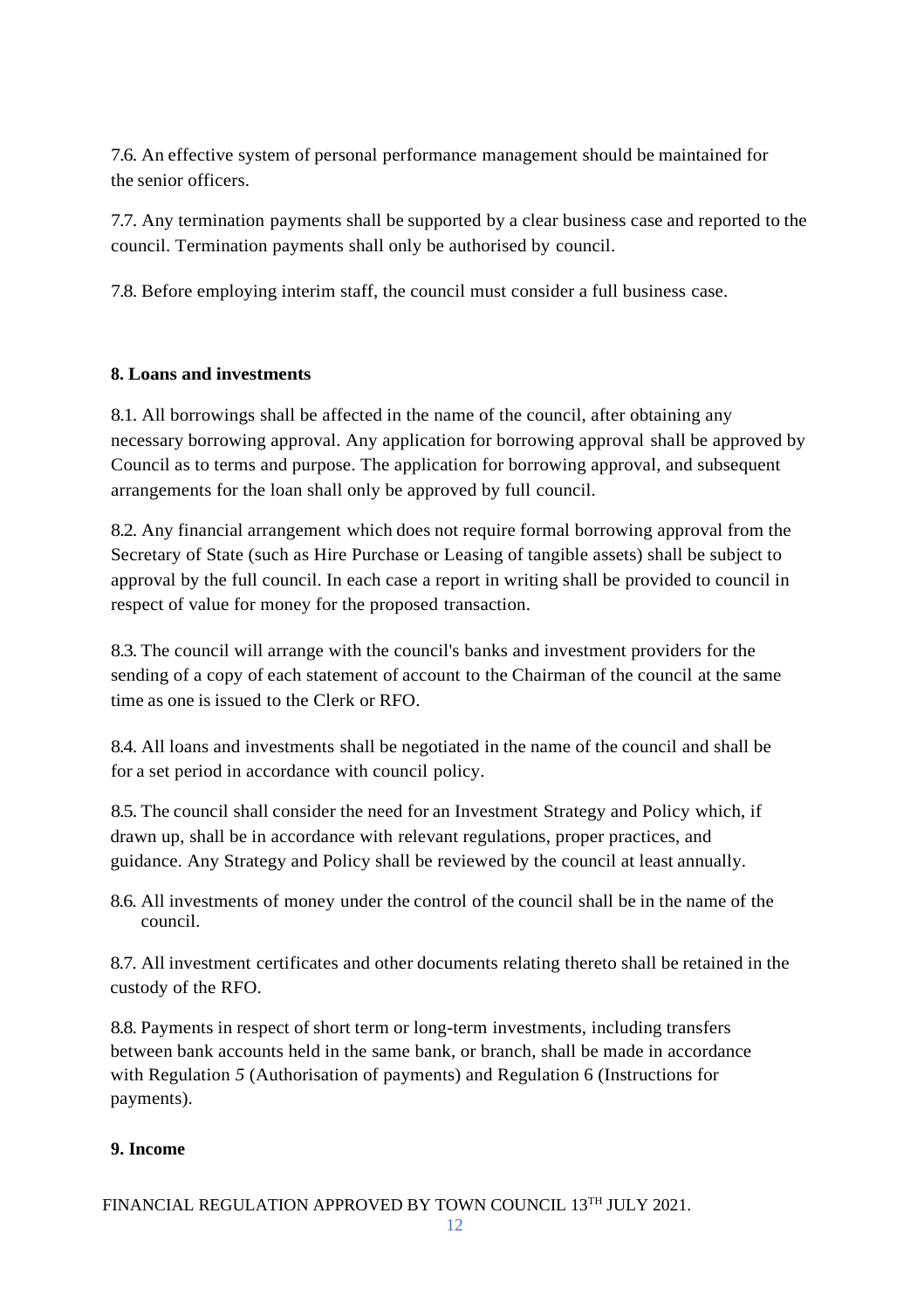7.6. An effective system of personal performance management should be maintained for the senior officers.

7.7. Any termination payments shall be supported by a clear business case and reported to the council. Termination payments shall only be authorised by council.

7.8. Before employing interim staff, the council must consider a full business case.

**8. Loans and investments**

8.1. All borrowings shall be affected in the name of the council, after obtaining any necessary borrowing approval. Any application for borrowing approval shall be approved by Council as to terms and purpose. The application for borrowing approval, and subsequent arrangements for the loan shall only be approved by full council.

8.2. Any financial arrangement which does not require formal borrowing approval from the Secretary of State (such as Hire Purchase or Leasing of tangible assets) shall be subject to approval by the full council. In each case a report in writing shall be provided to council in respect of value for money for the proposed transaction.

8.3. The council will arrange with the council's banks and investment providers for the sending of a copy of each statement of account to the Chairman of the council at the same time as one is issued to the Clerk or RFO.

8.4. All loans and investments shall be negotiated in the name of the council and shall be for a set period in accordance with council policy.

8.5. The council shall consider the need for an Investment Strategy and Policy which, if drawn up, shall be in accordance with relevant regulations, proper practices, and guidance. Any Strategy and Policy shall be reviewed by the council at least annually.

8.6. All investments of money under the control of the council shall be in the name of the council.

8.7. All investment certificates and other documents relating thereto shall be retained in the custody of the RFO.

8.8. Payments in respect of short term or long-term investments, including transfers between bank accounts held in the same bank, or branch, shall be made in accordance with Regulation 5 (Authorisation of payments) and Regulation 6 (Instructions for payments).

**9. Income**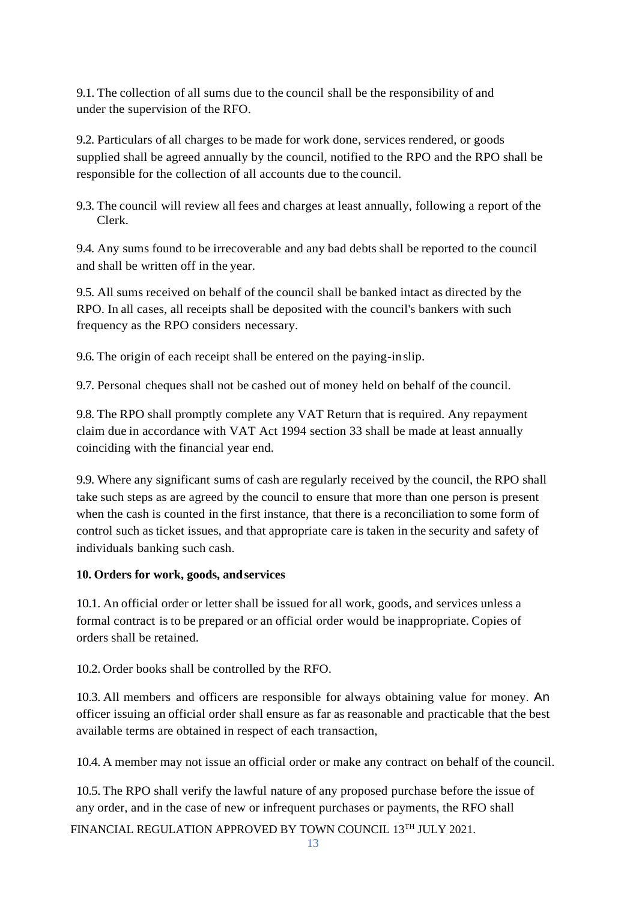9.1. The collection of all sums due to the council shall be the responsibility of and under the supervision of the RFO.

9.2. Particulars of all charges to be made for work done, services rendered, or goods supplied shall be agreed annually by the council, notified to the RPO and the RPO shall be responsible for the collection of all accounts due to the council.

9.3. The council will review all fees and charges at least annually, following a report of the Clerk.

9.4. Any sums found to be irrecoverable and any bad debts shall be reported to the council and shall be written off in the year.

9.5. All sums received on behalf of the council shall be banked intact as directed by the RPO. In all cases, all receipts shall be deposited with the council's bankers with such frequency as the RPO considers necessary.

9.6. The origin of each receipt shall be entered on the paying-in slip.

9.7. Personal cheques shall not be cashed out of money held on behalf of the council.

9.8. The RPO shall promptly complete any VAT Return that is required. Any repayment claim due in accordance with VAT Act 1994 section 33 shall be made at least annually coinciding with the financial year end.

9.9. Where any significant sums of cash are regularly received by the council, the RPO shall take such steps as are agreed by the council to ensure that more than one person is present when the cash is counted in the first instance, that there is a reconciliation to some form of control such as ticket issues, and that appropriate care is taken in the security and safety of individuals banking such cash.

**10. Orders for work, goods, and services**

10.1. An official order or letter shall be issued for all work, goods, and services unless a formal contract is to be prepared or an official order would be inappropriate. Copies of orders shall be retained.

10.2. Order books shall be controlled by the RFO.

10.3. All members and officers are responsible for always obtaining value for money. An officer issuing an official order shall ensure as far as reasonable and practicable that the best available terms are obtained in respect of each transaction,

10.4. A member may not issue an official order or make any contract on behalf of the council.

10.5. The RPO shall verify the lawful nature of any proposed purchase before the issue of any order, and in the case of new or infrequent purchases or payments, the RFO shall

FINANCIAL REGULATION APPROVED BY TOWN COUNCIL 13TH JULY 2021.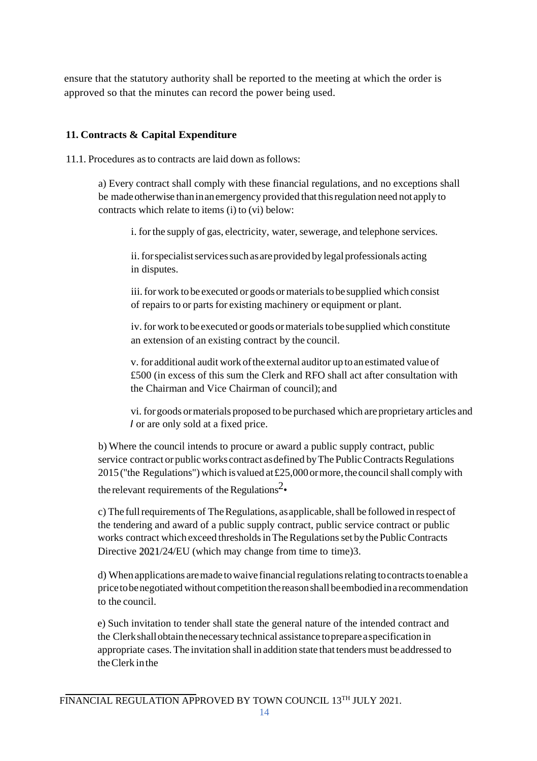ensure that the statutory authority shall be reported to the meeting at which the order is approved so that the minutes can record the power being used.

## 11. Contracts & Capital Expenditure

11.1. Procedures as to contracts are laid down as follows:

a) Every contract shall comply with these financial regulations, and no exceptions shall be made otherwise than in an emergency provided that this regulation need not apply to contracts which relate to items (i) to (vi) below:

i. for the supply of gas, electricity, water, sewerage, and telephone services.

ii. for specialist services such as are provided by legal professionals acting in disputes.

iii. for work to be executed or goods or materials to be supplied which consist of repairs to or parts for existing machinery or equipment or plant.

iv. for work to be executed or goods or materials to be supplied which constitute an extension of an existing contract by the council.

v. for additional audit work of the external auditor up to an estimated value of £500 (in excess of this sum the Clerk and RFO shall act after consultation with the Chairman and Vice Chairman of council); and

vi. for goods or materials proposed to be purchased which are proprietary articles and / or are only sold at a fixed price.

b) Where the council intends to procure or award a public supply contract, public service contract or public works contract as defined by The Public Contracts Regulations 2015 ("the Regulations") which is valued at £25,000 or more, the council shall comply with the relevant requirements of the Regulations[2].

c) The full requirements of The Regulations, as applicable, shall be followed in respect of the tendering and award of a public supply contract, public service contract or public works contract which exceed thresholds in The Regulations set by the Public Contracts Directive 2021/24/EU (which may change from time to time)3.

d) When applications are made to waive financial regulations relating to contracts to enable a price to be negotiated without competition the reason shall be embodied in a recommendation to the council.

e) Such invitation to tender shall state the general nature of the intended contract and the Clerk shall obtain the necessary technical assistance to prepare a specification in appropriate cases. The invitation shall in addition state that tenders must be addressed to the Clerk in the

FINANCIAL REGULATION APPROVED BY TOWN COUNCIL 13TH JULY 2021.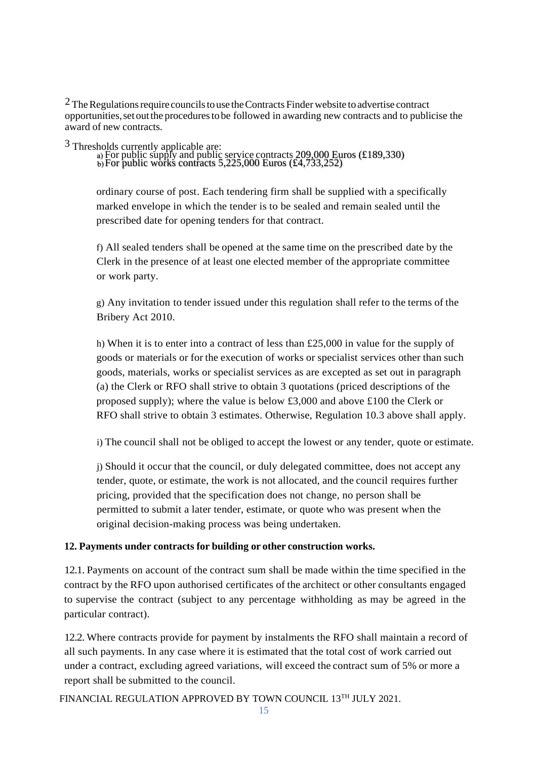[2] The Regulations require councils to use the Contracts Finder website to advertise contract opportunities, set out the procedures to be followed in awarding new contracts and to publicise the award of new contracts.

[3] Thresholds currently applicable are:
a) For public supply and public service contracts 209,000 Euros (£189,330)
b) For public works contracts 5,225,000 Euros (£4,733,252)

ordinary course of post. Each tendering firm shall be supplied with a specifically marked envelope in which the tender is to be sealed and remain sealed until the prescribed date for opening tenders for that contract.

f) All sealed tenders shall be opened at the same time on the prescribed date by the Clerk in the presence of at least one elected member of the appropriate committee or work party.

g) Any invitation to tender issued under this regulation shall refer to the terms of the Bribery Act 2010.

h) When it is to enter into a contract of less than £25,000 in value for the supply of goods or materials or for the execution of works or specialist services other than such goods, materials, works or specialist services as are excepted as set out in paragraph (a) the Clerk or RFO shall strive to obtain 3 quotations (priced descriptions of the proposed supply); where the value is below £3,000 and above £100 the Clerk or RFO shall strive to obtain 3 estimates. Otherwise, Regulation 10.3 above shall apply.

i) The council shall not be obliged to accept the lowest or any tender, quote or estimate.

j) Should it occur that the council, or duly delegated committee, does not accept any tender, quote, or estimate, the work is not allocated, and the council requires further pricing, provided that the specification does not change, no person shall be permitted to submit a later tender, estimate, or quote who was present when the original decision-making process was being undertaken.

**12. Payments under contracts for building or other construction works.**

12.1. Payments on account of the contract sum shall be made within the time specified in the contract by the RFO upon authorised certificates of the architect or other consultants engaged to supervise the contract (subject to any percentage withholding as may be agreed in the particular contract).

12.2. Where contracts provide for payment by instalments the RFO shall maintain a record of all such payments. In any case where it is estimated that the total cost of work carried out under a contract, excluding agreed variations, will exceed the contract sum of 5% or more a report shall be submitted to the council.

FINANCIAL REGULATION APPROVED BY TOWN COUNCIL 13TH JULY 2021.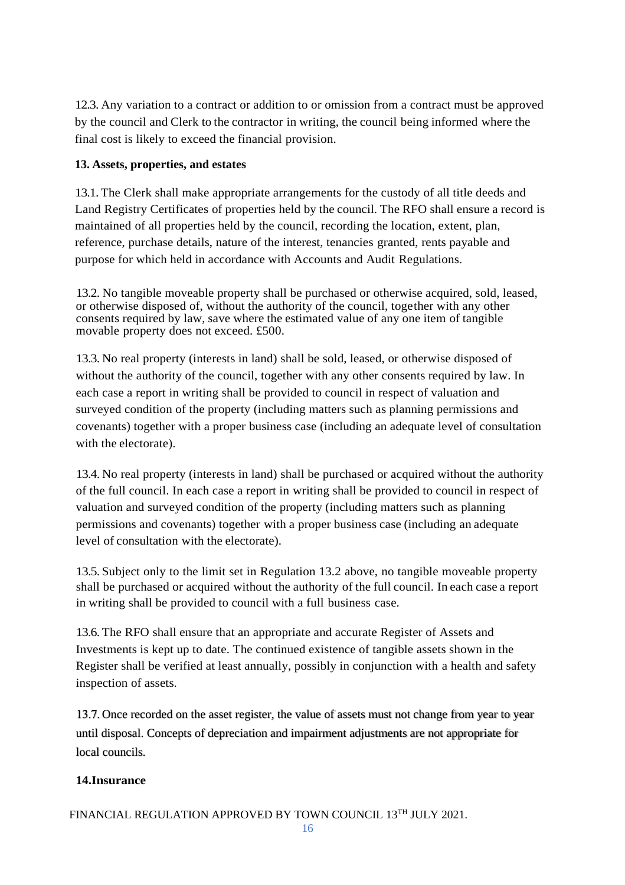12.3. Any variation to a contract or addition to or omission from a contract must be approved by the council and Clerk to the contractor in writing, the council being informed where the final cost is likely to exceed the financial provision.

**13. Assets, properties, and estates**

13.1. The Clerk shall make appropriate arrangements for the custody of all title deeds and Land Registry Certificates of properties held by the council. The RFO shall ensure a record is maintained of all properties held by the council, recording the location, extent, plan, reference, purchase details, nature of the interest, tenancies granted, rents payable and purpose for which held in accordance with Accounts and Audit Regulations.

13.2. No tangible moveable property shall be purchased or otherwise acquired, sold, leased, or otherwise disposed of, without the authority of the council, together with any other consents required by law, save where the estimated value of any one item of tangible movable property does not exceed. £500.

13.3. No real property (interests in land) shall be sold, leased, or otherwise disposed of without the authority of the council, together with any other consents required by law. In each case a report in writing shall be provided to council in respect of valuation and surveyed condition of the property (including matters such as planning permissions and covenants) together with a proper business case (including an adequate level of consultation with the electorate).

13.4. No real property (interests in land) shall be purchased or acquired without the authority of the full council. In each case a report in writing shall be provided to council in respect of valuation and surveyed condition of the property (including matters such as planning permissions and covenants) together with a proper business case (including an adequate level of consultation with the electorate).

13.5. Subject only to the limit set in Regulation 13.2 above, no tangible moveable property shall be purchased or acquired without the authority of the full council. In each case a report in writing shall be provided to council with a full business case.

13.6. The RFO shall ensure that an appropriate and accurate Register of Assets and Investments is kept up to date. The continued existence of tangible assets shown in the Register shall be verified at least annually, possibly in conjunction with a health and safety inspection of assets.

13.7. Once recorded on the asset register, the value of assets must not change from year to year until disposal. Concepts of depreciation and impairment adjustments are not appropriate for local councils.

**14. Insurance**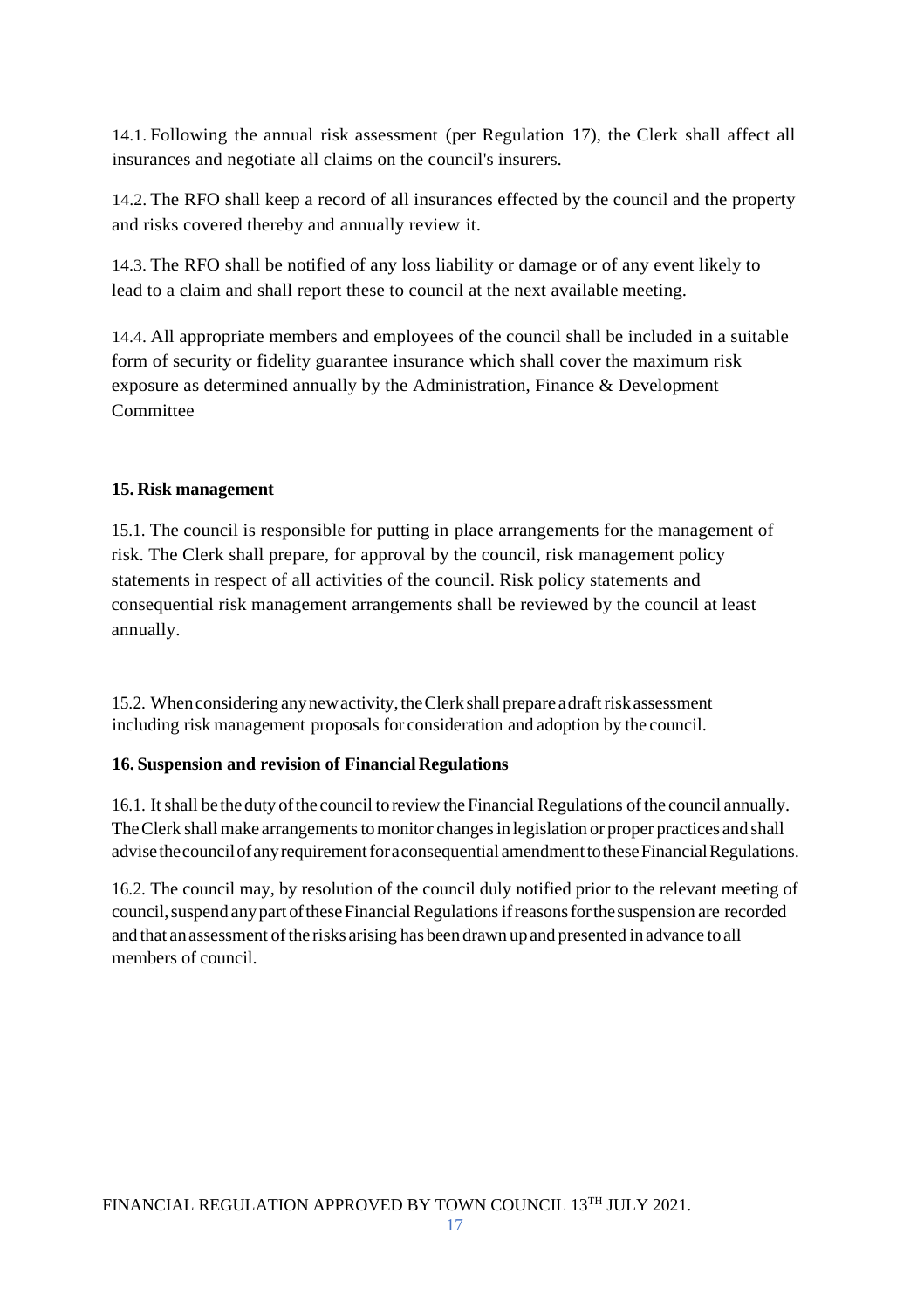14.1. Following the annual risk assessment (per Regulation 17), the Clerk shall affect all insurances and negotiate all claims on the council's insurers.

14.2. The RFO shall keep a record of all insurances effected by the council and the property and risks covered thereby and annually review it.

14.3. The RFO shall be notified of any loss liability or damage or of any event likely to lead to a claim and shall report these to council at the next available meeting.

14.4. All appropriate members and employees of the council shall be included in a suitable form of security or fidelity guarantee insurance which shall cover the maximum risk exposure as determined annually by the Administration, Finance & Development Committee

**15. Risk management**

15.1. The council is responsible for putting in place arrangements for the management of risk. The Clerk shall prepare, for approval by the council, risk management policy statements in respect of all activities of the council. Risk policy statements and consequential risk management arrangements shall be reviewed by the council at least annually.

15.2. When considering any new activity, the Clerk shall prepare a draft risk assessment including risk management proposals for consideration and adoption by the council.

**16. Suspension and revision of Financial Regulations**

16.1. It shall be the duty of the council to review the Financial Regulations of the council annually. The Clerk shall make arrangements to monitor changes in legislation or proper practices and shall advise the council of any requirement for a consequential amendment to these Financial Regulations.

16.2. The council may, by resolution of the council duly notified prior to the relevant meeting of council, suspend any part of these Financial Regulations if reasons for the suspension are recorded and that an assessment of the risks arising has been drawn up and presented in advance to all members of council.